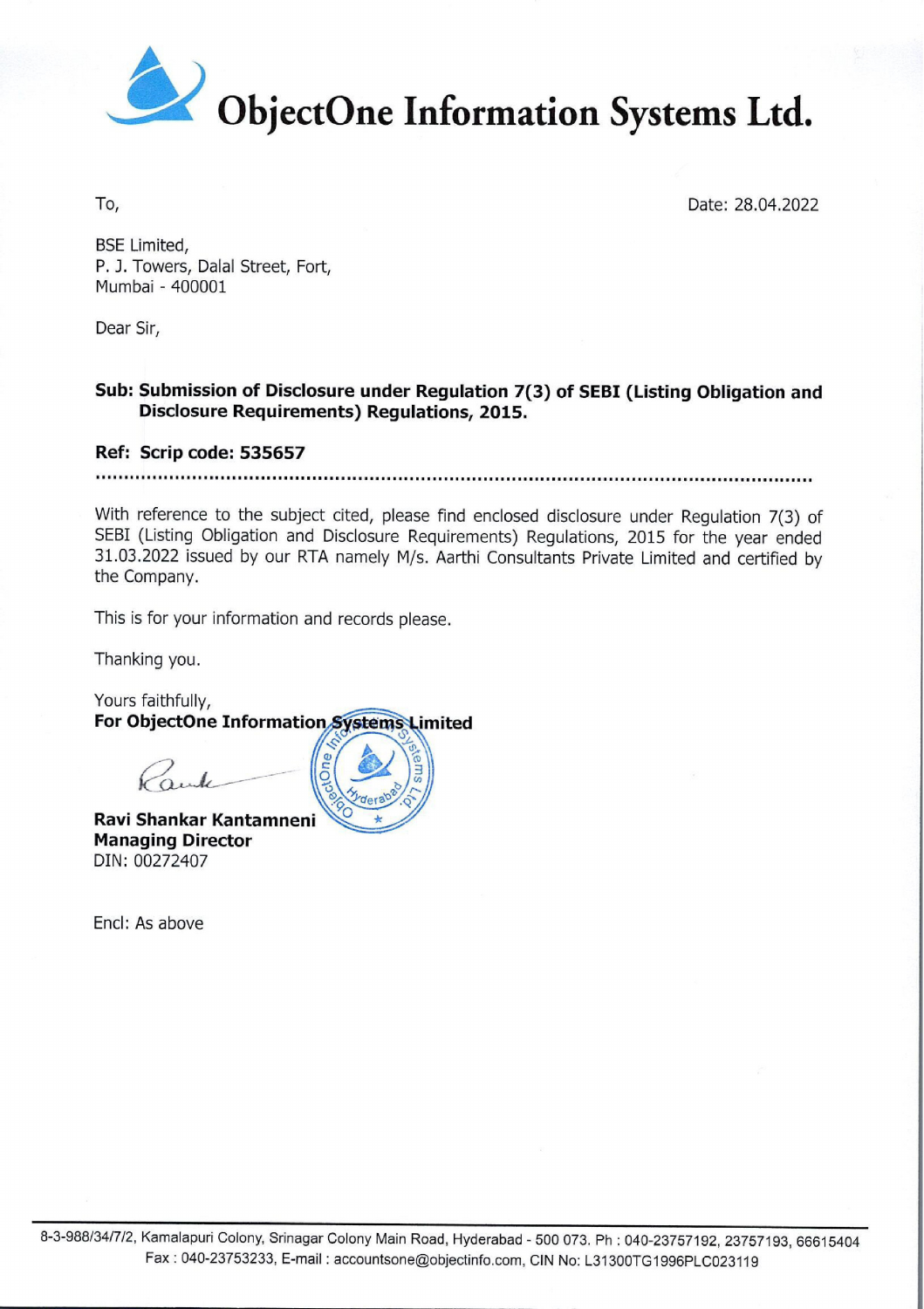# ObjectOne Information Systems Ltd.

To,

Date: 28.04.2022

BSE Limited,
P. J. Towers, Dalal Street, Fort,
Mumbai - 400001

Dear Sir,

**Sub: Submission of Disclosure under Regulation 7(3) of SEBI (Listing Obligation and Disclosure Requirements) Regulations, 2015.**

**Ref: Scrip code: 535657**

With reference to the subject cited, please find enclosed disclosure under Regulation 7(3) of SEBI (Listing Obligation and Disclosure Requirements) Regulations, 2015 for the year ended 31.03.2022 issued by our RTA namely M/s. Aarthi Consultants Private Limited and certified by the Company.

This is for your information and records please.

Thanking you.

Yours faithfully,
**For ObjectOne Information Systems Limited**

**Ravi Shankar Kantamneni**
**Managing Director**
DIN: 00272407

Encl: As above

8-3-988/34/7/2, Kamalapuri Colony, Srinagar Colony Main Road, Hyderabad - 500 073. Ph : 040-23757192, 23757193, 66615404
Fax : 040-23753233, E-mail : accountsone@objectinfo.com, CIN No: L31300TG1996PLC023119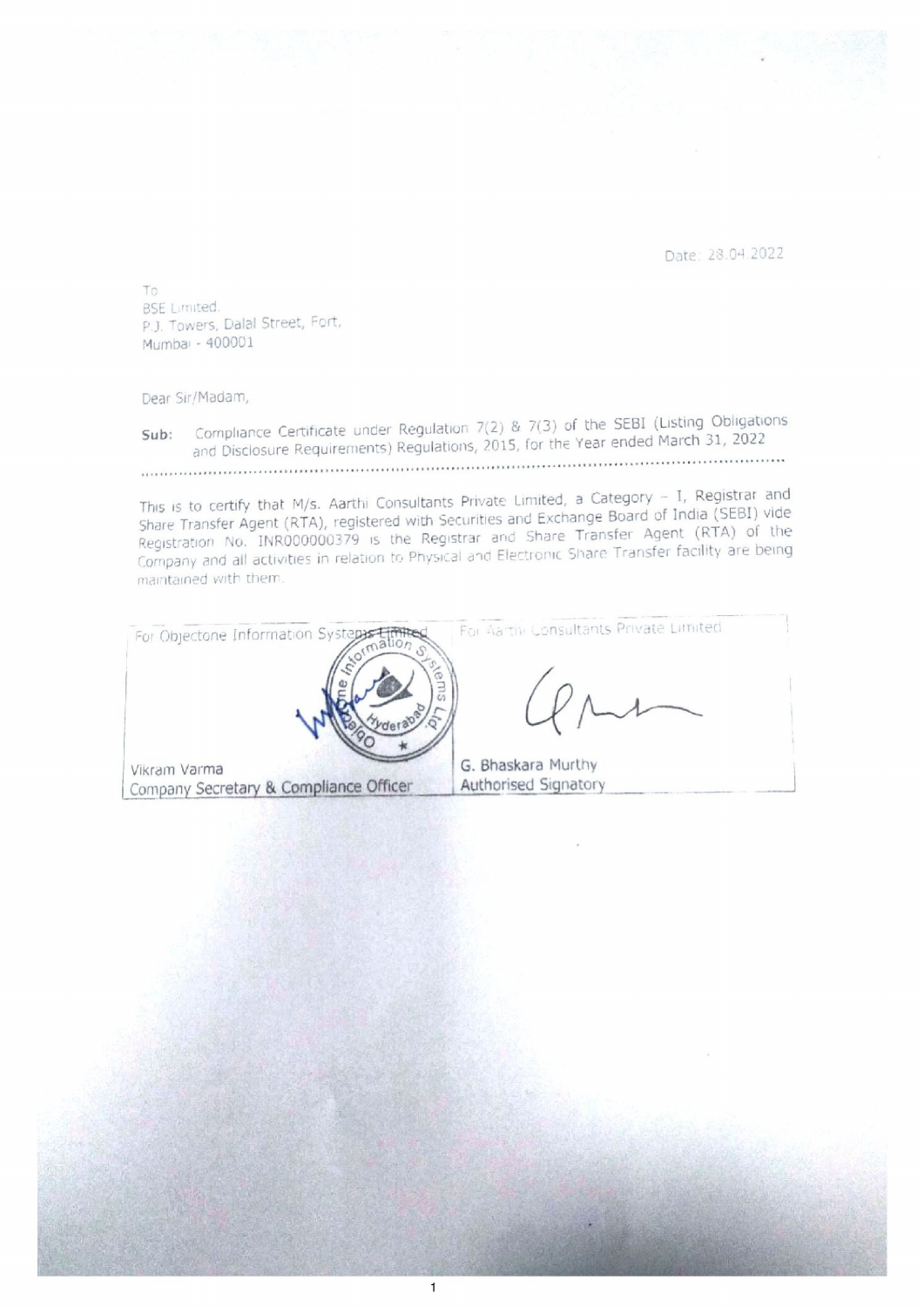Date: 28.04.2022

To  
BSE Limited.  
P.J. Towers, Dalal Street, Fort,  
Mumbai - 400001

Dear Sir/Madam,

**Sub:** Compliance Certificate under Regulation 7(2) & 7(3) of the SEBI (Listing Obligations and Disclosure Requirements) Regulations, 2015, for the Year ended March 31, 2022

This is to certify that M/s. Aarthi Consultants Private Limited, a Category - I, Registrar and Share Transfer Agent (RTA), registered with Securities and Exchange Board of India (SEBI) vide Registration No. INR000000379 is the Registrar and Share Transfer Agent (RTA) of the Company and all activities in relation to Physical and Electronic Share Transfer facility are being maintained with them.

| For Objectone Information Systems Limited | For Aarthi Consultants Private Limited |
| --- | --- |
| Vikram Varma | G. Bhaskara Murthy |
| Company Secretary & Compliance Officer | Authorised Signatory |